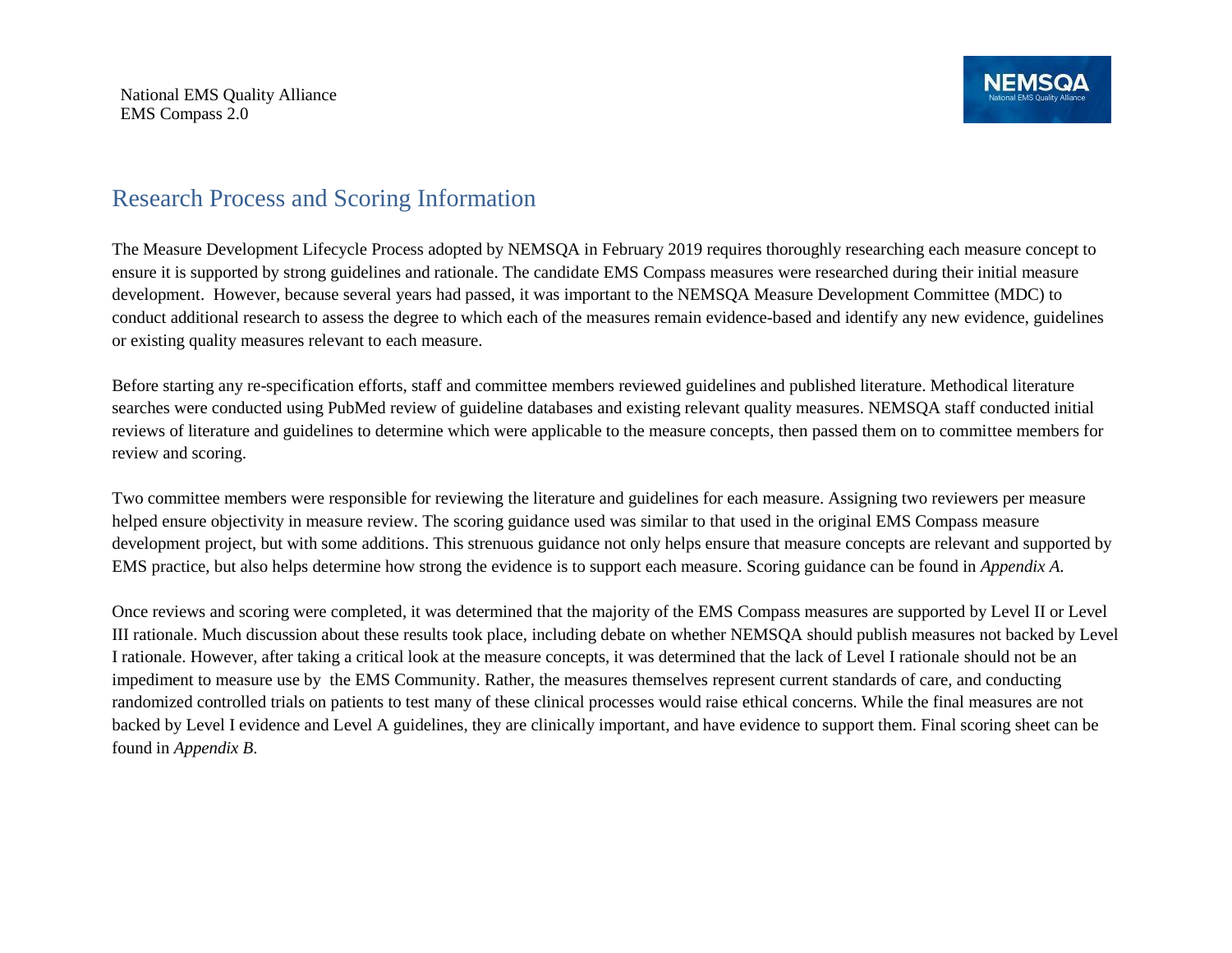# Research Process and Scoring Information

The Measure Development Lifecycle Process adopted by NEMSQA in February 2019 requires thoroughly researching each measure concept to ensure it is supported by strong guidelines and rationale. The candidate EMS Compass measures were researched during their initial measure development. However, because several years had passed, it was important to the NEMSQA Measure Development Committee (MDC) to conduct additional research to assess the degree to which each of the measures remain evidence-based and identify any new evidence, guidelines or existing quality measures relevant to each measure.

Before starting any re-specification efforts, staff and committee members reviewed guidelines and published literature. Methodical literature searches were conducted using PubMed review of guideline databases and existing relevant quality measures. NEMSQA staff conducted initial reviews of literature and guidelines to determine which were applicable to the measure concepts, then passed them on to committee members for review and scoring.

Two committee members were responsible for reviewing the literature and guidelines for each measure. Assigning two reviewers per measure helped ensure objectivity in measure review. The scoring guidance used was similar to that used in the original EMS Compass measure development project, but with some additions. This strenuous guidance not only helps ensure that measure concepts are relevant and supported by EMS practice, but also helps determine how strong the evidence is to support each measure. Scoring guidance can be found in *Appendix A*.

Once reviews and scoring were completed, it was determined that the majority of the EMS Compass measures are supported by Level II or Level III rationale. Much discussion about these results took place, including debate on whether NEMSQA should publish measures not backed by Level I rationale. However, after taking a critical look at the measure concepts, it was determined that the lack of Level I rationale should not be an impediment to measure use by the EMS Community. Rather, the measures themselves represent current standards of care, and conducting randomized controlled trials on patients to test many of these clinical processes would raise ethical concerns. While the final measures are not backed by Level I evidence and Level A guidelines, they are clinically important, and have evidence to support them. Final scoring sheet can be found in *Appendix B*.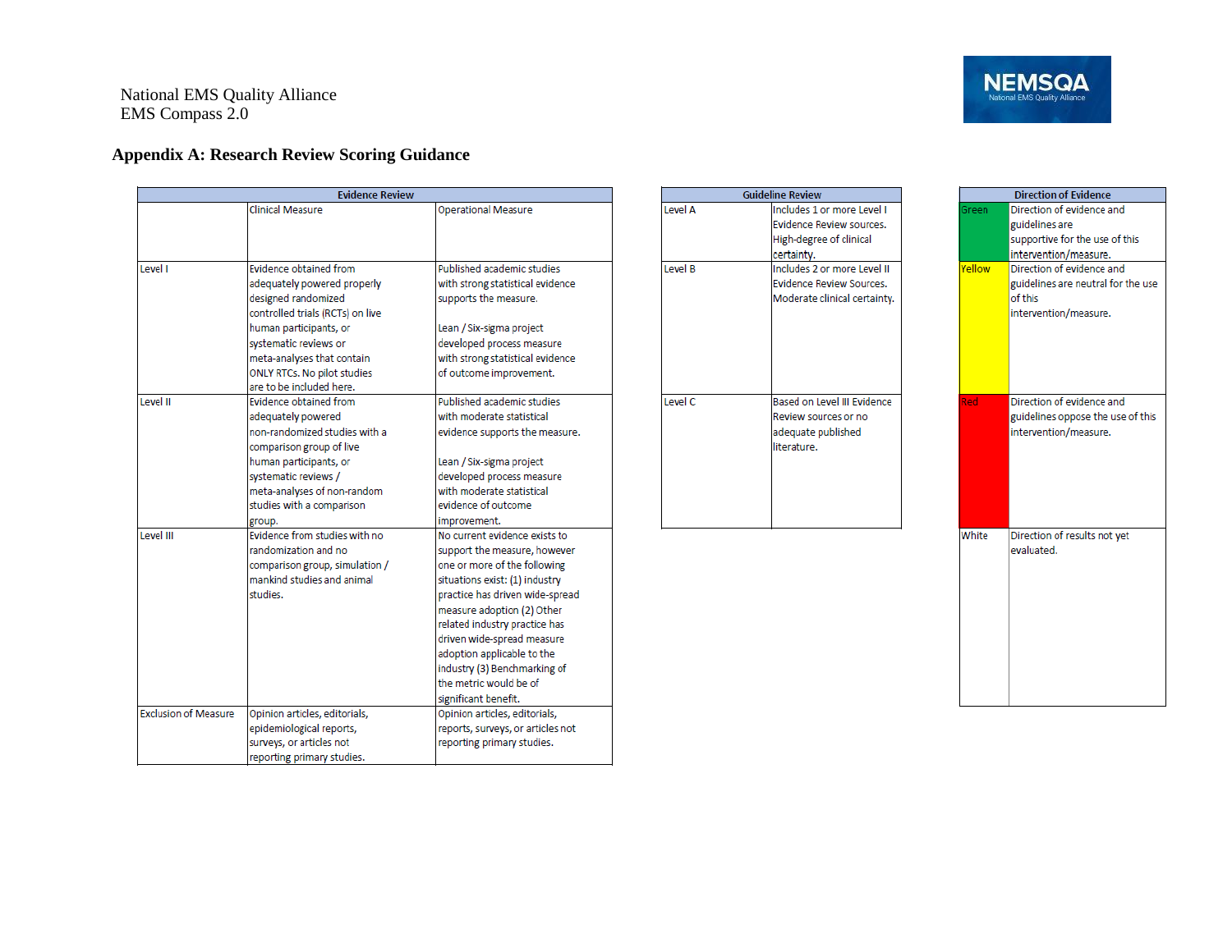National EMS Quality Alliance
EMS Compass 2.0

## Appendix A: Research Review Scoring Guidance

| Evidence Review | | |
|---|---|---|
| | Clinical Measure | Operational Measure |
| Level I | Evidence obtained from adequately powered properly designed randomized controlled trials (RCTs) on live human participants, or systematic reviews or meta-analyses that contain ONLY RTCs. No pilot studies are to be included here. | Published academic studies with strong statistical evidence supports the measure.<br><br>Lean / Six-sigma project developed process measure with strong statistical evidence of outcome improvement. |
| Level II | Evidence obtained from adequately powered non-randomized studies with a comparison group of live human participants, or systematic reviews / meta-analyses of non-random studies with a comparison group. | Published academic studies with moderate statistical evidence supports the measure.<br><br>Lean / Six-sigma project developed process measure with moderate statistical evidence of outcome improvement. |
| Level III | Evidence from studies with no randomization and no comparison group, simulation / mankind studies and animal studies. | No current evidence exists to support the measure, however one or more of the following situations exist: (1) industry practice has driven wide-spread measure adoption (2) Other related industry practice has driven wide-spread measure adoption applicable to the industry (3) Benchmarking of the metric would be of significant benefit. |
| Exclusion of Measure | Opinion articles, editorials, epidemiological reports, surveys, or articles not reporting primary studies. | Opinion articles, editorials, reports, surveys, or articles not reporting primary studies. |

| Guideline Review | |
|---|---|
| Level A | Includes 1 or more Level I Evidence Review sources. High-degree of clinical certainty. |
| Level B | Includes 2 or more Level II Evidence Review Sources. Moderate clinical certainty. |
| Level C | Based on Level III Evidence Review sources or no adequate published literature. |

| Direction of Evidence | |
|---|---|
| Green | Direction of evidence and guidelines are supportive for the use of this intervention/measure. |
| Yellow | Direction of evidence and guidelines are neutral for the use of this intervention/measure. |
| Red | Direction of evidence and guidelines oppose the use of this intervention/measure. |
| White | Direction of results not yet evaluated. |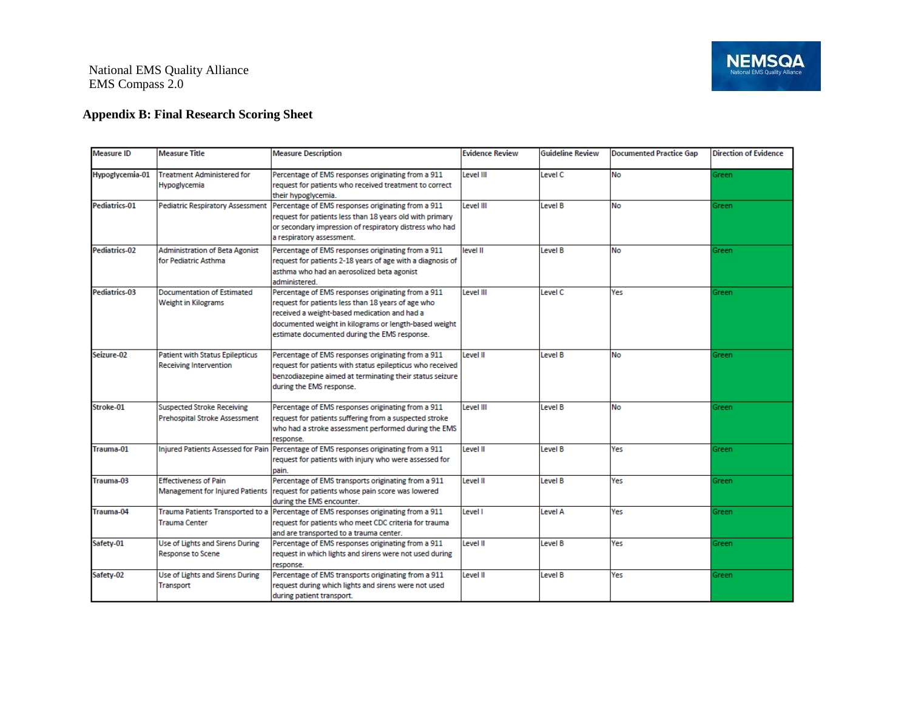National EMS Quality Alliance
EMS Compass 2.0

NEMSQA
National EMS Quality Alliance

## Appendix B: Final Research Scoring Sheet

| Measure ID | Measure Title | Measure Description | Evidence Review | Guideline Review | Documented Practice Gap | Direction of Evidence |
|---|---|---|---|---|---|---|
| Hypoglycemia-01 | Treatment Administered for Hypoglycemia | Percentage of EMS responses originating from a 911 request for patients who received treatment to correct their hypoglycemia. | Level III | Level C | No | Green |
| Pediatrics-01 | Pediatric Respiratory Assessment | Percentage of EMS responses originating from a 911 request for patients less than 18 years old with primary or secondary impression of respiratory distress who had a respiratory assessment. | Level III | Level B | No | Green |
| Pediatrics-02 | Administration of Beta Agonist for Pediatric Asthma | Percentage of EMS responses originating from a 911 request for patients 2-18 years of age with a diagnosis of asthma who had an aerosolized beta agonist administered. | level II | Level B | No | Green |
| Pediatrics-03 | Documentation of Estimated Weight in Kilograms | Percentage of EMS responses originating from a 911 request for patients less than 18 years of age who received a weight-based medication and had a documented weight in kilograms or length-based weight estimate documented during the EMS response. | Level III | Level C | Yes | Green |
| Seizure-02 | Patient with Status Epilepticus Receiving Intervention | Percentage of EMS responses originating from a 911 request for patients with status epilepticus who received benzodiazepine aimed at terminating their status seizure during the EMS response. | Level II | Level B | No | Green |
| Stroke-01 | Suspected Stroke Receiving Prehospital Stroke Assessment | Percentage of EMS responses originating from a 911 request for patients suffering from a suspected stroke who had a stroke assessment performed during the EMS response. | Level III | Level B | No | Green |
| Trauma-01 | Injured Patients Assessed for Pain | Percentage of EMS responses originating from a 911 request for patients with injury who were assessed for pain. | Level II | Level B | Yes | Green |
| Trauma-03 | Effectiveness of Pain Management for Injured Patients | Percentage of EMS transports originating from a 911 request for patients whose pain score was lowered during the EMS encounter. | Level II | Level B | Yes | Green |
| Trauma-04 | Trauma Patients Transported to a Trauma Center | Percentage of EMS responses originating from a 911 request for patients who meet CDC criteria for trauma and are transported to a trauma center. | Level I | Level A | Yes | Green |
| Safety-01 | Use of Lights and Sirens During Response to Scene | Percentage of EMS responses originating from a 911 request in which lights and sirens were not used during response. | Level II | Level B | Yes | Green |
| Safety-02 | Use of Lights and Sirens During Transport | Percentage of EMS transports originating from a 911 request during which lights and sirens were not used during patient transport. | Level II | Level B | Yes | Green |